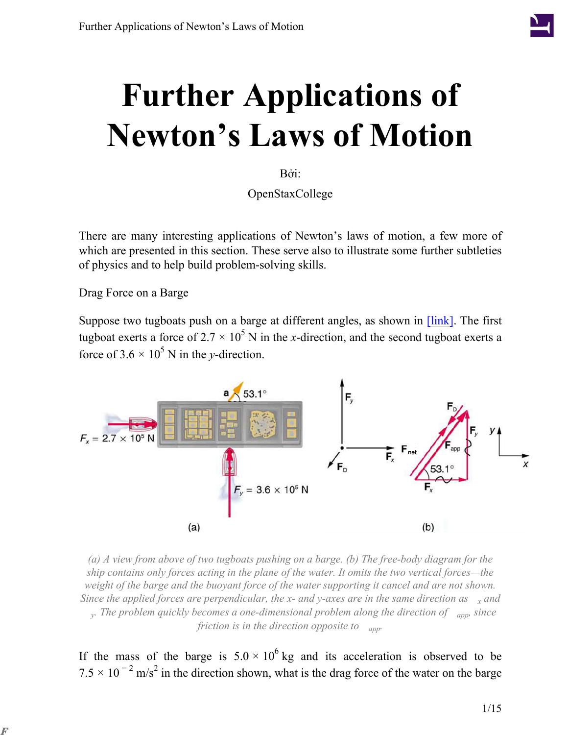# Further Applications of Newton's Laws of Motion

Bởi:

OpenStaxCollege

There are many interesting applications of Newton's laws of motion, a few more of which are presented in this section. These serve also to illustrate some further subtleties of physics and to help build problem-solving skills.

Drag Force on a Barge

Suppose two tugboats push on a barge at different angles, as shown in [link]. The first tugboat exerts a force of $2.7 \times 10^5$ N in the $x$-direction, and the second tugboat exerts a force of $3.6 \times 10^5$ N in the $y$-direction.

(a) A view from above of two tugboats pushing on a barge. (b) The free-body diagram for the ship contains only forces acting in the plane of the water. It omits the two vertical forces—the weight of the barge and the buoyant force of the water supporting it cancel and are not shown. Since the applied forces are perpendicular, the $x$- and $y$-axes are in the same direction as $_x$ and $_y$. The problem quickly becomes a one-dimensional problem along the direction of $_{app}$, since friction is in the direction opposite to $_{app}$.

If the mass of the barge is $5.0 \times 10^6$ kg and its acceleration is observed to be $7.5 \times 10^{-2}$ m/s$^2$ in the direction shown, what is the drag force of the water on the barge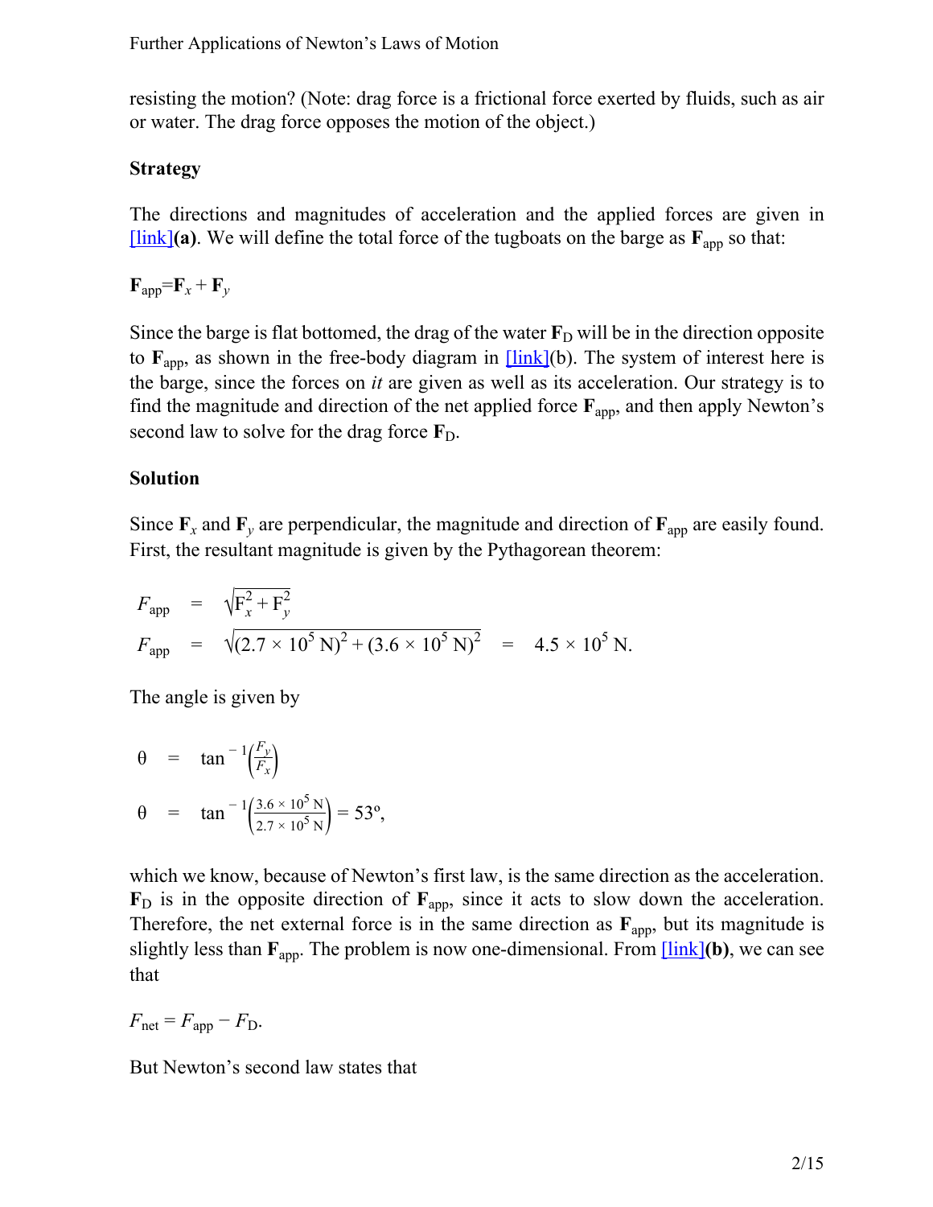resisting the motion? (Note: drag force is a frictional force exerted by fluids, such as air or water. The drag force opposes the motion of the object.)

**Strategy**

The directions and magnitudes of acceleration and the applied forces are given in [link]**(a)**. We will define the total force of the tugboats on the barge as $\mathbf{F}_{\text{app}}$ so that:

$$\mathbf{F}_{\text{app}} = \mathbf{F}_x + \mathbf{F}_y$$

Since the barge is flat bottomed, the drag of the water $\mathbf{F}_{\text{D}}$ will be in the direction opposite to $\mathbf{F}_{\text{app}}$, as shown in the free-body diagram in [link](b). The system of interest here is the barge, since the forces on *it* are given as well as its acceleration. Our strategy is to find the magnitude and direction of the net applied force $\mathbf{F}_{\text{app}}$, and then apply Newton's second law to solve for the drag force $\mathbf{F}_{\text{D}}$.

**Solution**

Since $\mathbf{F}_x$ and $\mathbf{F}_y$ are perpendicular, the magnitude and direction of $\mathbf{F}_{\text{app}}$ are easily found. First, the resultant magnitude is given by the Pythagorean theorem:

$$\begin{aligned} F_{\text{app}} &= \sqrt{F_x^2 + F_y^2} \\ F_{\text{app}} &= \sqrt{(2.7 \times 10^5\text{ N})^2 + (3.6 \times 10^5\text{ N})^2} = 4.5 \times 10^5\text{ N}. \end{aligned}$$

The angle is given by

$$\begin{aligned} \theta &= \tan^{-1}\left(\frac{F_y}{F_x}\right) \\ \theta &= \tan^{-1}\left(\frac{3.6 \times 10^5\text{ N}}{2.7 \times 10^5\text{ N}}\right) = 53^\circ, \end{aligned}$$

which we know, because of Newton's first law, is the same direction as the acceleration. $\mathbf{F}_{\text{D}}$ is in the opposite direction of $\mathbf{F}_{\text{app}}$, since it acts to slow down the acceleration. Therefore, the net external force is in the same direction as $\mathbf{F}_{\text{app}}$, but its magnitude is slightly less than $\mathbf{F}_{\text{app}}$. The problem is now one-dimensional. From [link]**(b)**, we can see that

$$F_{\text{net}} = F_{\text{app}} - F_{\text{D}}.$$

But Newton's second law states that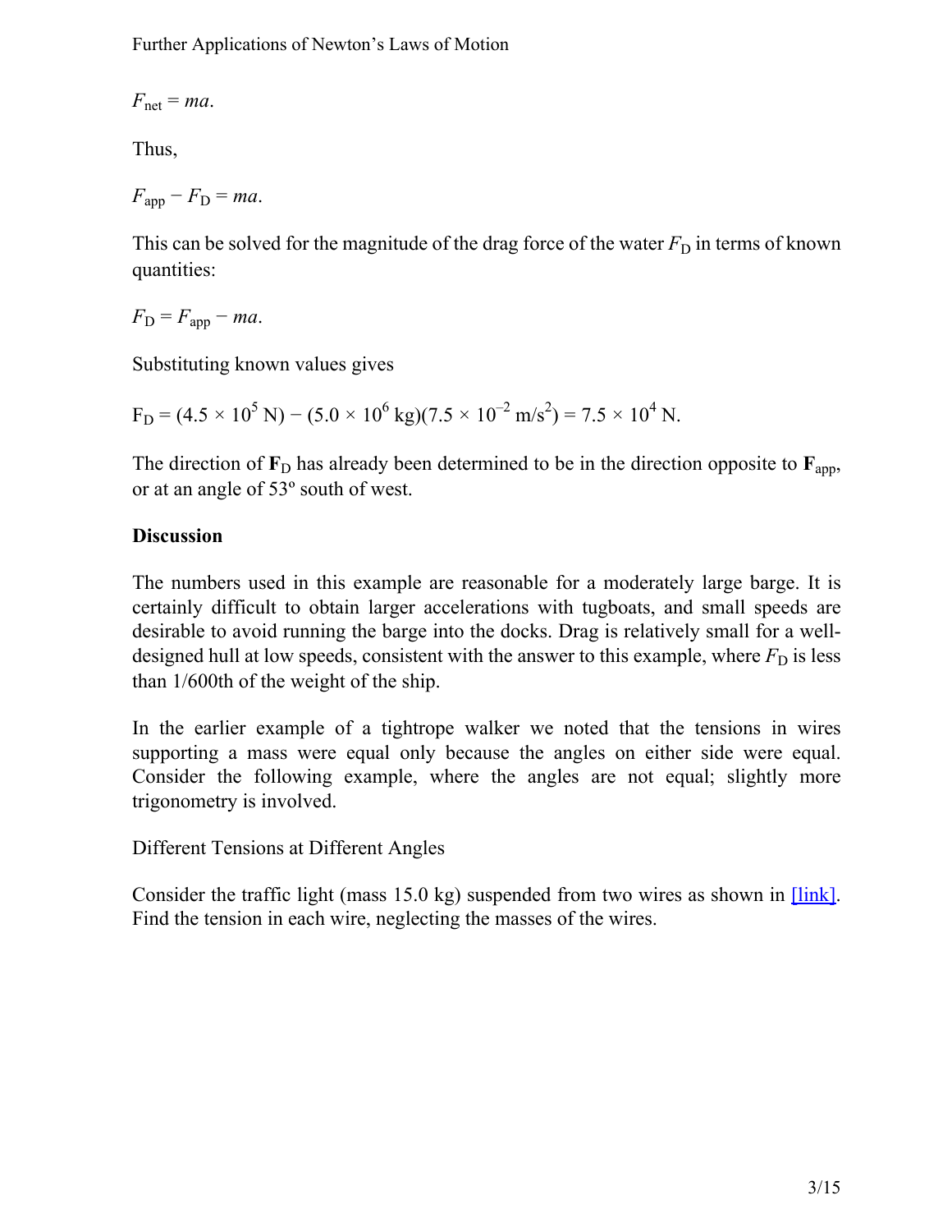$$F_{net} = ma.$$

Thus,

$$F_{app} - F_D = ma.$$

This can be solved for the magnitude of the drag force of the water $F_D$ in terms of known quantities:

$$F_D = F_{app} - ma.$$

Substituting known values gives

$$F_D = (4.5 \times 10^5 \text{ N}) - (5.0 \times 10^6 \text{ kg})(7.5 \times 10^{-2} \text{ m/s}^2) = 7.5 \times 10^4 \text{ N}.$$

The direction of $\mathbf{F}_D$ has already been determined to be in the direction opposite to $\mathbf{F}_{app}$, or at an angle of 53º south of west.

**Discussion**

The numbers used in this example are reasonable for a moderately large barge. It is certainly difficult to obtain larger accelerations with tugboats, and small speeds are desirable to avoid running the barge into the docks. Drag is relatively small for a well-designed hull at low speeds, consistent with the answer to this example, where $F_D$ is less than 1/600th of the weight of the ship.

In the earlier example of a tightrope walker we noted that the tensions in wires supporting a mass were equal only because the angles on either side were equal. Consider the following example, where the angles are not equal; slightly more trigonometry is involved.

Different Tensions at Different Angles

Consider the traffic light (mass 15.0 kg) suspended from two wires as shown in [link]. Find the tension in each wire, neglecting the masses of the wires.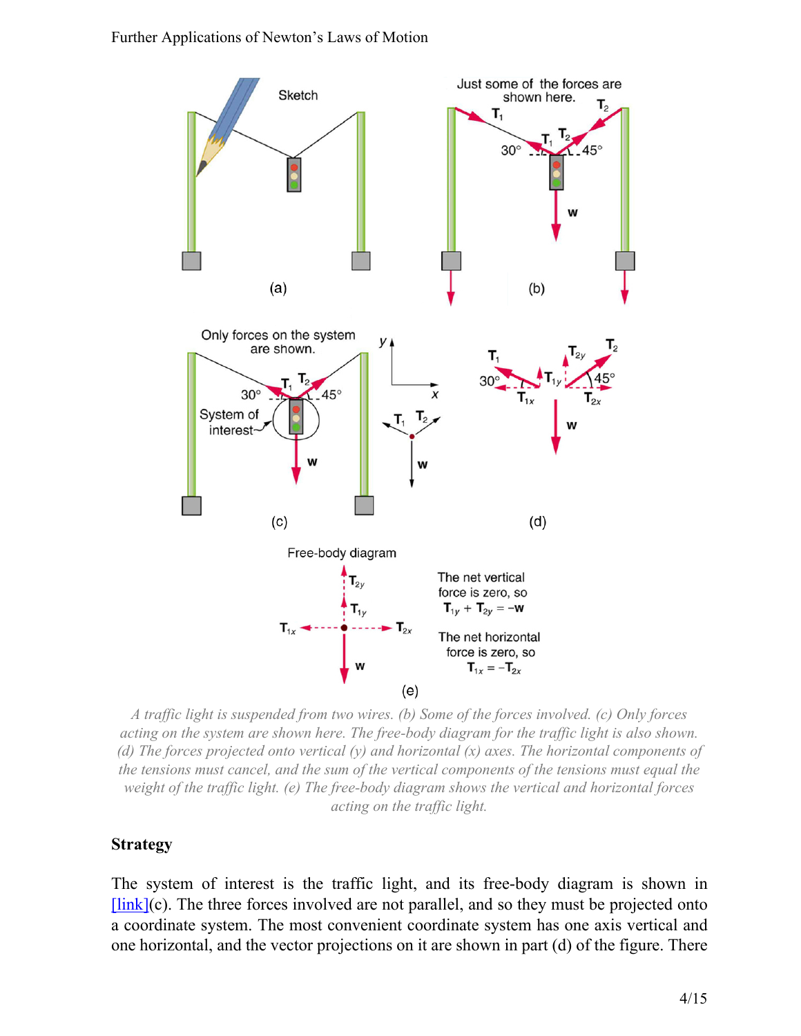A traffic light is suspended from two wires. (b) Some of the forces involved. (c) Only forces acting on the system are shown here. The free-body diagram for the traffic light is also shown. (d) The forces projected onto vertical ($y$) and horizontal ($x$) axes. The horizontal components of the tensions must cancel, and the sum of the vertical components of the tensions must equal the weight of the traffic light. (e) The free-body diagram shows the vertical and horizontal forces acting on the traffic light.

## Strategy

The system of interest is the traffic light, and its free-body diagram is shown in [link](c). The three forces involved are not parallel, and so they must be projected onto a coordinate system. The most convenient coordinate system has one axis vertical and one horizontal, and the vector projections on it are shown in part (d) of the figure. There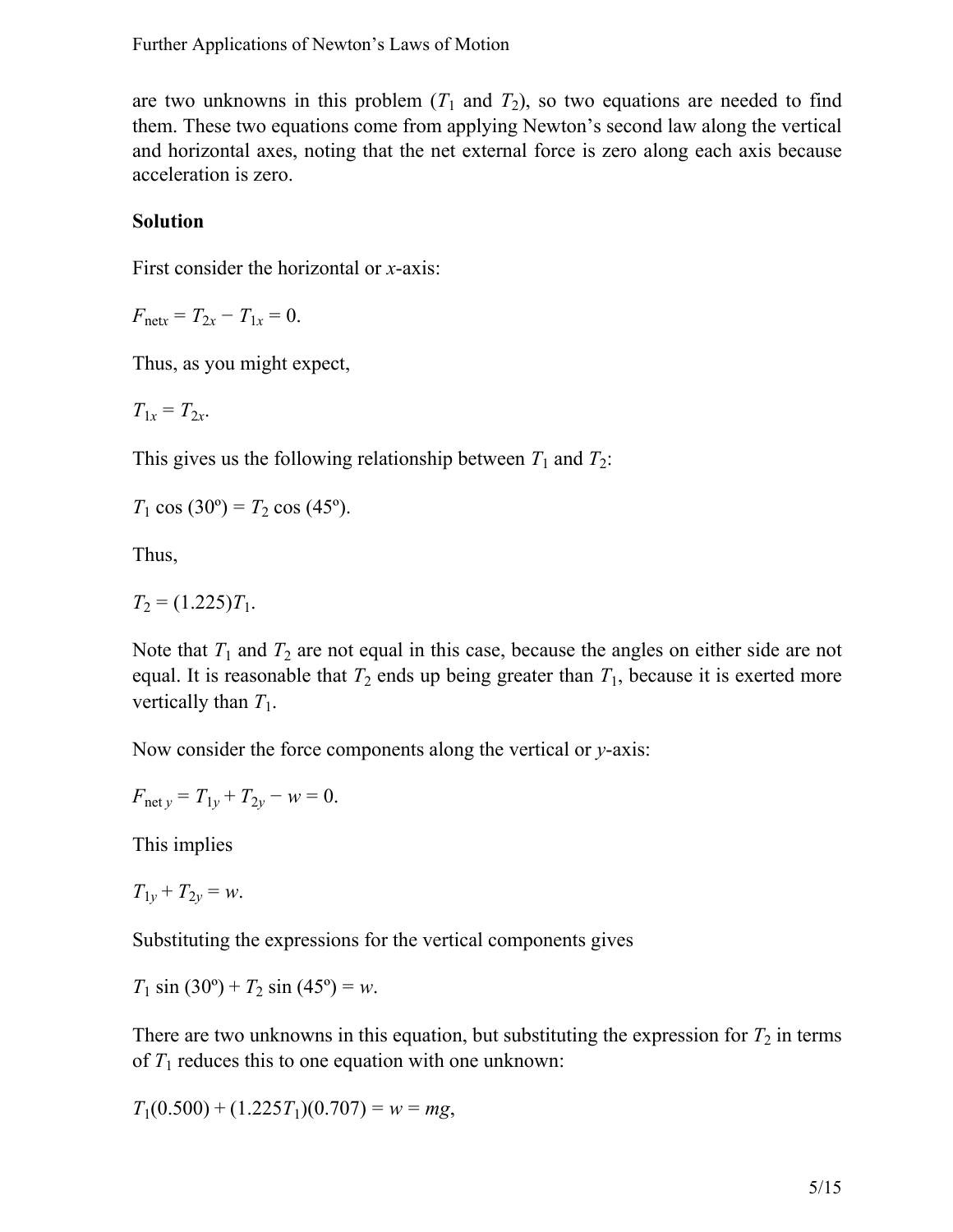are two unknowns in this problem ($T_1$ and $T_2$), so two equations are needed to find them. These two equations come from applying Newton's second law along the vertical and horizontal axes, noting that the net external force is zero along each axis because acceleration is zero.

**Solution**

First consider the horizontal or $x$-axis:

$$F_{\text{net}x} = T_{2x} - T_{1x} = 0.$$

Thus, as you might expect,

$$T_{1x} = T_{2x}.$$

This gives us the following relationship between $T_1$ and $T_2$:

$$T_1 \cos(30^\circ) = T_2 \cos(45^\circ).$$

Thus,

$$T_2 = (1.225)T_1.$$

Note that $T_1$ and $T_2$ are not equal in this case, because the angles on either side are not equal. It is reasonable that $T_2$ ends up being greater than $T_1$, because it is exerted more vertically than $T_1$.

Now consider the force components along the vertical or $y$-axis:

$$F_{\text{net }y} = T_{1y} + T_{2y} - w = 0.$$

This implies

$$T_{1y} + T_{2y} = w.$$

Substituting the expressions for the vertical components gives

$$T_1 \sin(30^\circ) + T_2 \sin(45^\circ) = w.$$

There are two unknowns in this equation, but substituting the expression for $T_2$ in terms of $T_1$ reduces this to one equation with one unknown:

$$T_1(0.500) + (1.225T_1)(0.707) = w = mg,$$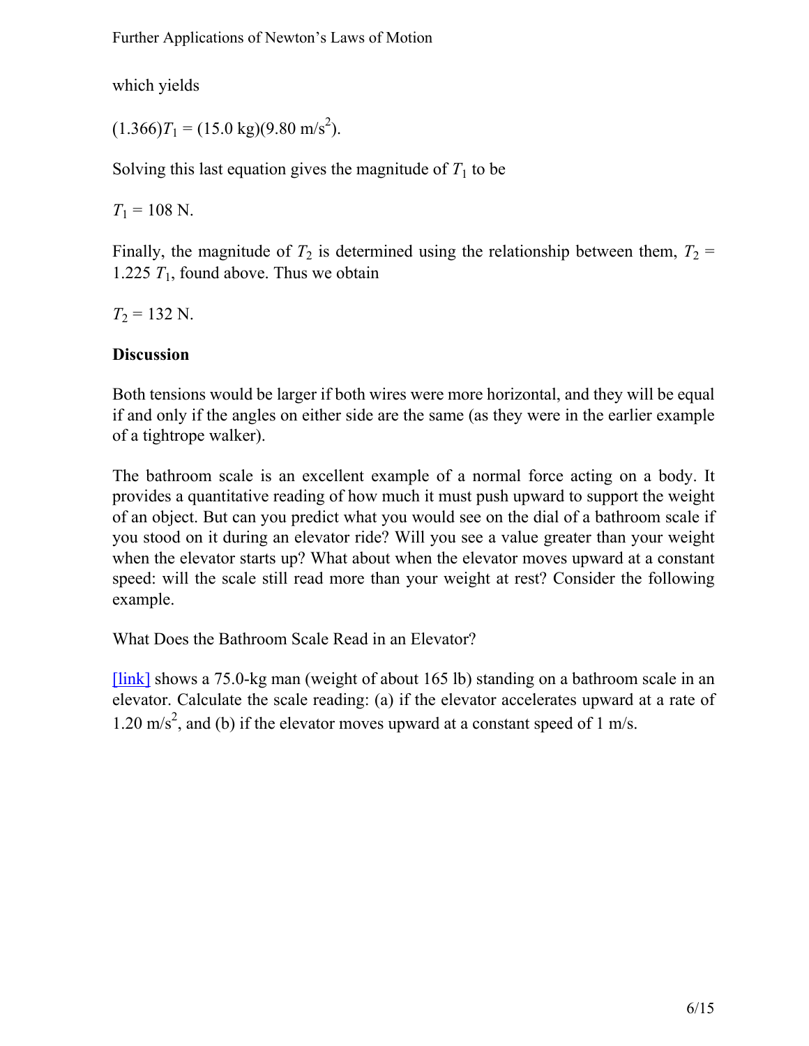which yields

$$(1.366)T_1 = (15.0\ \text{kg})(9.80\ \text{m/s}^2).$$

Solving this last equation gives the magnitude of $T_1$ to be

$$T_1 = 108\ \text{N}.$$

Finally, the magnitude of $T_2$ is determined using the relationship between them, $T_2 = 1.225\ T_1$, found above. Thus we obtain

$$T_2 = 132\ \text{N}.$$

**Discussion**

Both tensions would be larger if both wires were more horizontal, and they will be equal if and only if the angles on either side are the same (as they were in the earlier example of a tightrope walker).

The bathroom scale is an excellent example of a normal force acting on a body. It provides a quantitative reading of how much it must push upward to support the weight of an object. But can you predict what you would see on the dial of a bathroom scale if you stood on it during an elevator ride? Will you see a value greater than your weight when the elevator starts up? What about when the elevator moves upward at a constant speed: will the scale still read more than your weight at rest? Consider the following example.

What Does the Bathroom Scale Read in an Elevator?

[link] shows a 75.0-kg man (weight of about 165 lb) standing on a bathroom scale in an elevator. Calculate the scale reading: (a) if the elevator accelerates upward at a rate of $1.20\ \text{m/s}^2$, and (b) if the elevator moves upward at a constant speed of 1 m/s.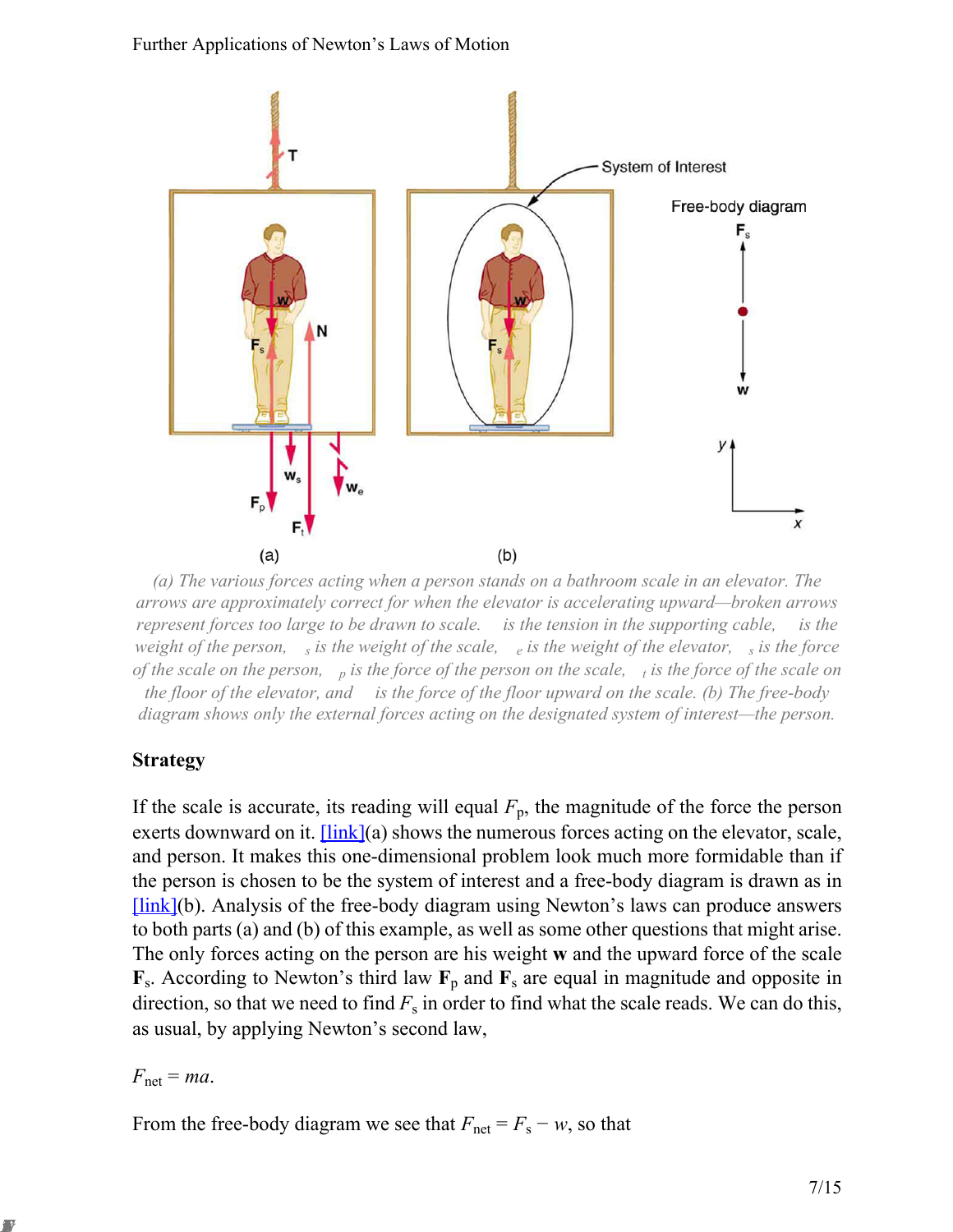(a) The various forces acting when a person stands on a bathroom scale in an elevator. The arrows are approximately correct for when the elevator is accelerating upward—broken arrows represent forces too large to be drawn to scale. is the tension in the supporting cable, is the weight of the person, $_s$ is the weight of the scale, $_e$ is the weight of the elevator, $_s$ is the force of the scale on the person, $_p$ is the force of the person on the scale, $_t$ is the force of the scale on the floor of the elevator, and is the force of the floor upward on the scale. (b) The free-body diagram shows only the external forces acting on the designated system of interest—the person.

### Strategy

If the scale is accurate, its reading will equal $F_p$, the magnitude of the force the person exerts downward on it. [link](a) shows the numerous forces acting on the elevator, scale, and person. It makes this one-dimensional problem look much more formidable than if the person is chosen to be the system of interest and a free-body diagram is drawn as in [link](b). Analysis of the free-body diagram using Newton's laws can produce answers to both parts (a) and (b) of this example, as well as some other questions that might arise. The only forces acting on the person are his weight $\mathbf{w}$ and the upward force of the scale $\mathbf{F}_s$. According to Newton's third law $\mathbf{F}_p$ and $\mathbf{F}_s$ are equal in magnitude and opposite in direction, so that we need to find $F_s$ in order to find what the scale reads. We can do this, as usual, by applying Newton's second law,

$$F_{net} = ma.$$

From the free-body diagram we see that $F_{net} = F_s - w$, so that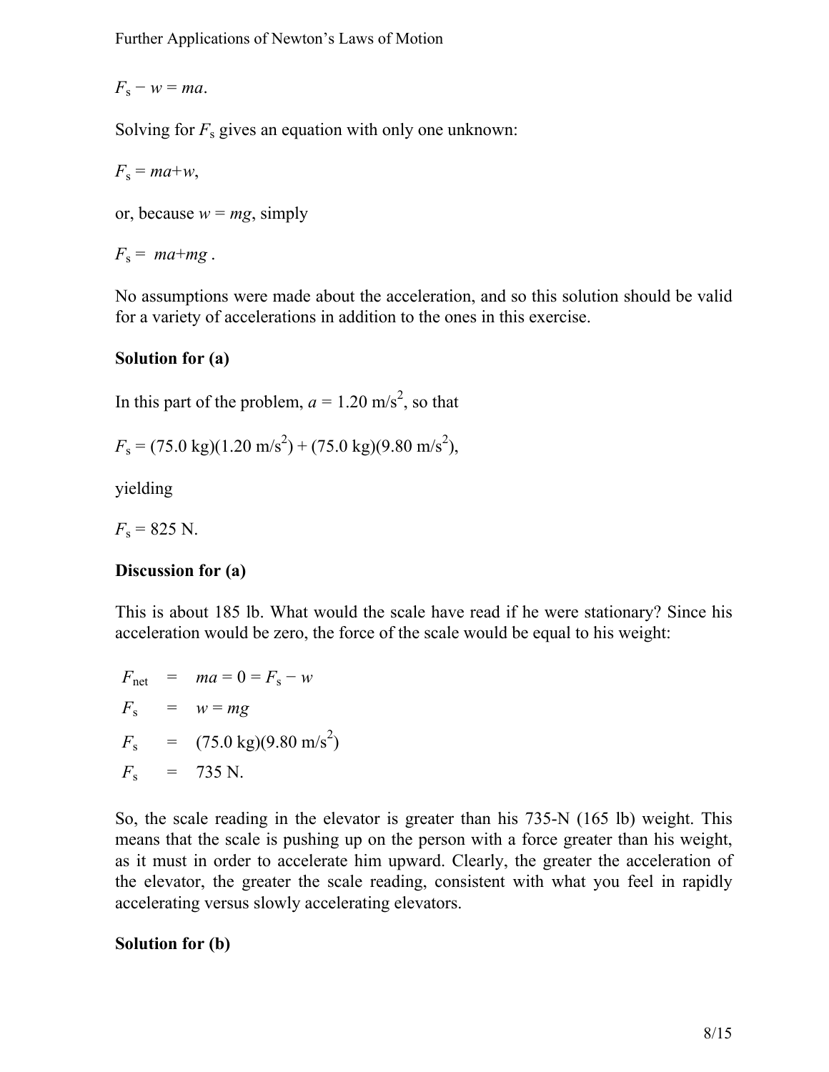$$F_s - w = ma.$$

Solving for $F_s$ gives an equation with only one unknown:

$$F_s = ma + w,$$

or, because $w = mg$, simply

$$F_s = ma + mg.$$

No assumptions were made about the acceleration, and so this solution should be valid for a variety of accelerations in addition to the ones in this exercise.

**Solution for (a)**

In this part of the problem, $a = 1.20 \text{ m/s}^2$, so that

$$F_s = (75.0 \text{ kg})(1.20 \text{ m/s}^2) + (75.0 \text{ kg})(9.80 \text{ m/s}^2),$$

yielding

$$F_s = 825 \text{ N}.$$

**Discussion for (a)**

This is about 185 lb. What would the scale have read if he were stationary? Since his acceleration would be zero, the force of the scale would be equal to his weight:

$$\begin{aligned} F_{\text{net}} &= ma = 0 = F_s - w \\ F_s &= w = mg \\ F_s &= (75.0 \text{ kg})(9.80 \text{ m/s}^2) \\ F_s &= 735 \text{ N}. \end{aligned}$$

So, the scale reading in the elevator is greater than his 735-N (165 lb) weight. This means that the scale is pushing up on the person with a force greater than his weight, as it must in order to accelerate him upward. Clearly, the greater the acceleration of the elevator, the greater the scale reading, consistent with what you feel in rapidly accelerating versus slowly accelerating elevators.

**Solution for (b)**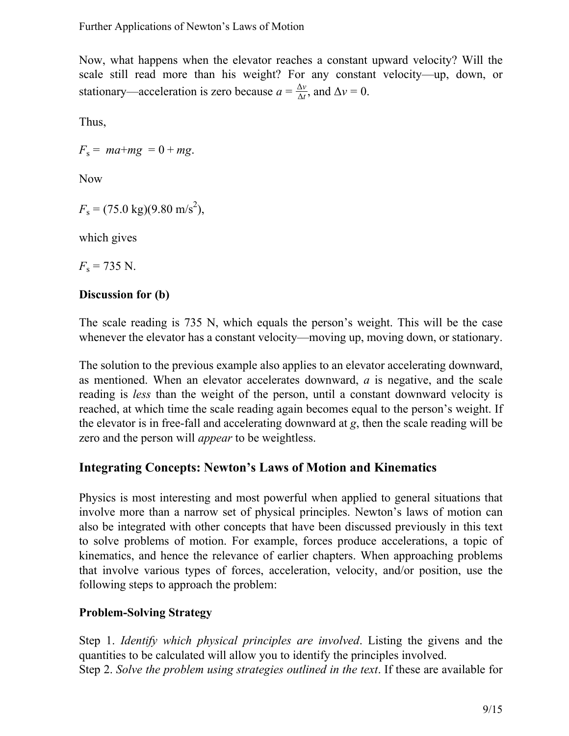Now, what happens when the elevator reaches a constant upward velocity? Will the scale still read more than his weight? For any constant velocity—up, down, or stationary—acceleration is zero because $a = \frac{\Delta v}{\Delta t}$, and $\Delta v = 0$.

Thus,

$$F_s = ma + mg = 0 + mg.$$

Now

$$F_s = (75.0 \text{ kg})(9.80 \text{ m/s}^2),$$

which gives

$$F_s = 735 \text{ N}.$$

**Discussion for (b)**

The scale reading is 735 N, which equals the person's weight. This will be the case whenever the elevator has a constant velocity—moving up, moving down, or stationary.

The solution to the previous example also applies to an elevator accelerating downward, as mentioned. When an elevator accelerates downward, $a$ is negative, and the scale reading is *less* than the weight of the person, until a constant downward velocity is reached, at which time the scale reading again becomes equal to the person's weight. If the elevator is in free-fall and accelerating downward at $g$, then the scale reading will be zero and the person will *appear* to be weightless.

## Integrating Concepts: Newton's Laws of Motion and Kinematics

Physics is most interesting and most powerful when applied to general situations that involve more than a narrow set of physical principles. Newton's laws of motion can also be integrated with other concepts that have been discussed previously in this text to solve problems of motion. For example, forces produce accelerations, a topic of kinematics, and hence the relevance of earlier chapters. When approaching problems that involve various types of forces, acceleration, velocity, and/or position, use the following steps to approach the problem:

**Problem-Solving Strategy**

Step 1. *Identify which physical principles are involved*. Listing the givens and the quantities to be calculated will allow you to identify the principles involved.
Step 2. *Solve the problem using strategies outlined in the text*. If these are available for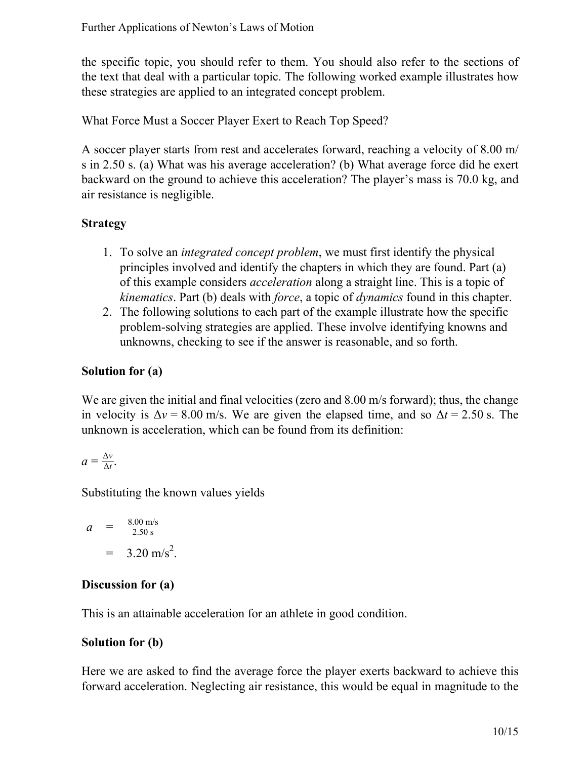the specific topic, you should refer to them. You should also refer to the sections of the text that deal with a particular topic. The following worked example illustrates how these strategies are applied to an integrated concept problem.

What Force Must a Soccer Player Exert to Reach Top Speed?

A soccer player starts from rest and accelerates forward, reaching a velocity of 8.00 m/s in 2.50 s. (a) What was his average acceleration? (b) What average force did he exert backward on the ground to achieve this acceleration? The player's mass is 70.0 kg, and air resistance is negligible.

**Strategy**

1. To solve an *integrated concept problem*, we must first identify the physical principles involved and identify the chapters in which they are found. Part (a) of this example considers *acceleration* along a straight line. This is a topic of *kinematics*. Part (b) deals with *force*, a topic of *dynamics* found in this chapter.
2. The following solutions to each part of the example illustrate how the specific problem-solving strategies are applied. These involve identifying knowns and unknowns, checking to see if the answer is reasonable, and so forth.

**Solution for (a)**

We are given the initial and final velocities (zero and 8.00 m/s forward); thus, the change in velocity is $\Delta v = 8.00$ m/s. We are given the elapsed time, and so $\Delta t = 2.50$ s. The unknown is acceleration, which can be found from its definition:

$$a = \frac{\Delta v}{\Delta t}.$$

Substituting the known values yields

$$\begin{aligned} a &= \frac{8.00 \text{ m/s}}{2.50 \text{ s}} \\ &= 3.20 \text{ m/s}^2. \end{aligned}$$

**Discussion for (a)**

This is an attainable acceleration for an athlete in good condition.

**Solution for (b)**

Here we are asked to find the average force the player exerts backward to achieve this forward acceleration. Neglecting air resistance, this would be equal in magnitude to the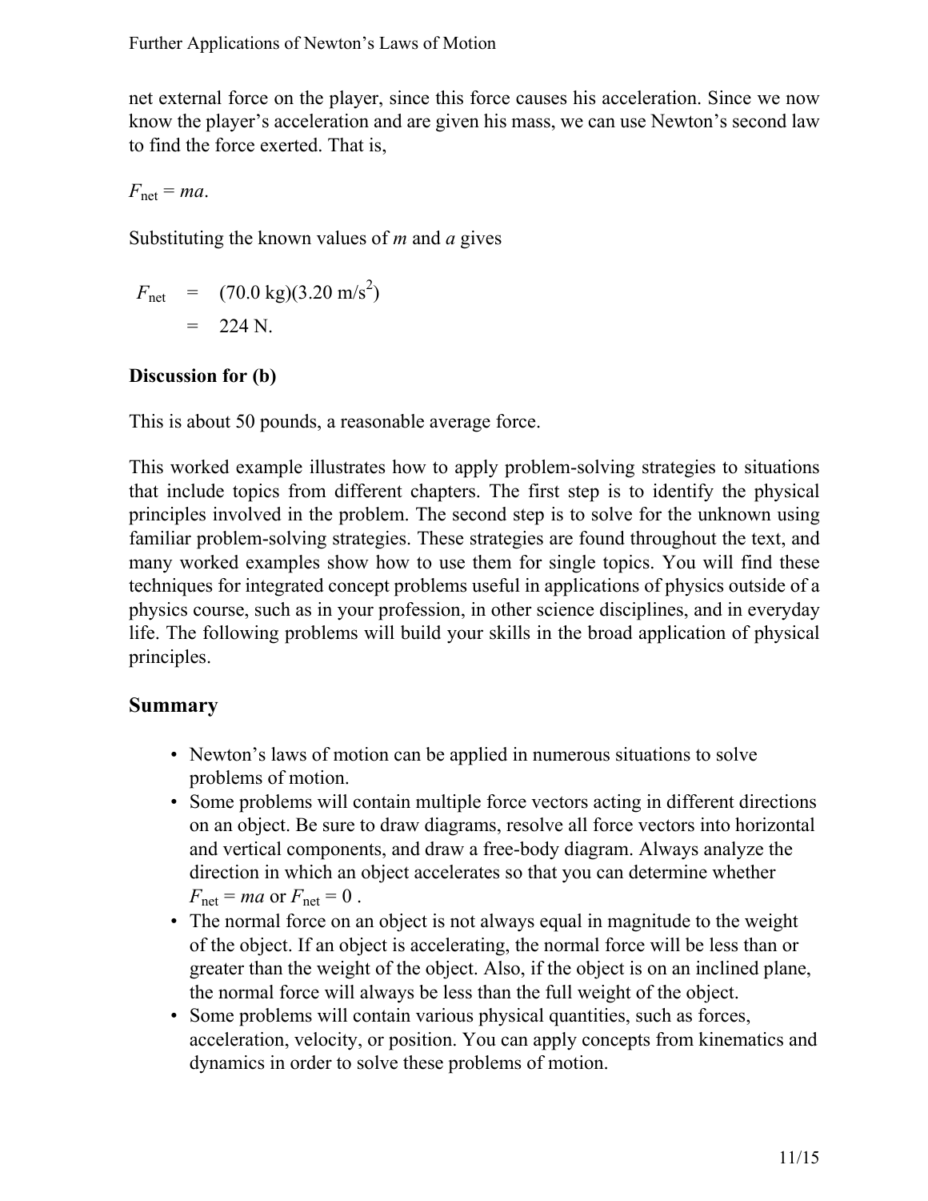net external force on the player, since this force causes his acceleration. Since we now know the player's acceleration and are given his mass, we can use Newton's second law to find the force exerted. That is,

$F_{net} = ma$.

Substituting the known values of $m$ and $a$ gives

$$
\begin{aligned}
F_{net} &= (70.0\ \text{kg})(3.20\ \text{m/s}^2) \\
&= 224\ \text{N}.
\end{aligned}
$$

**Discussion for (b)**

This is about 50 pounds, a reasonable average force.

This worked example illustrates how to apply problem-solving strategies to situations that include topics from different chapters. The first step is to identify the physical principles involved in the problem. The second step is to solve for the unknown using familiar problem-solving strategies. These strategies are found throughout the text, and many worked examples show how to use them for single topics. You will find these techniques for integrated concept problems useful in applications of physics outside of a physics course, such as in your profession, in other science disciplines, and in everyday life. The following problems will build your skills in the broad application of physical principles.

## Summary

- Newton's laws of motion can be applied in numerous situations to solve problems of motion.
- Some problems will contain multiple force vectors acting in different directions on an object. Be sure to draw diagrams, resolve all force vectors into horizontal and vertical components, and draw a free-body diagram. Always analyze the direction in which an object accelerates so that you can determine whether $F_{net} = ma$ or $F_{net} = 0$ .
- The normal force on an object is not always equal in magnitude to the weight of the object. If an object is accelerating, the normal force will be less than or greater than the weight of the object. Also, if the object is on an inclined plane, the normal force will always be less than the full weight of the object.
- Some problems will contain various physical quantities, such as forces, acceleration, velocity, or position. You can apply concepts from kinematics and dynamics in order to solve these problems of motion.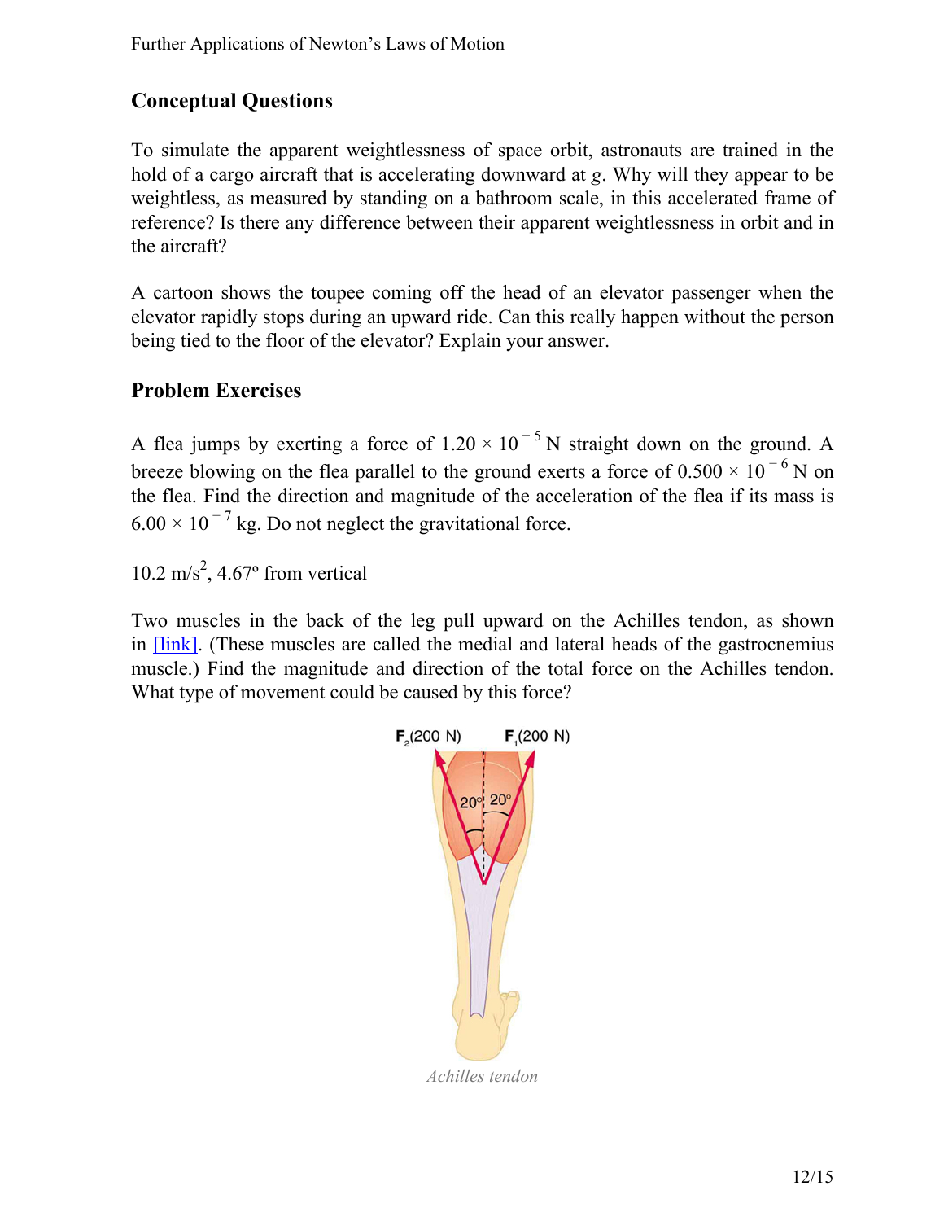## Conceptual Questions

To simulate the apparent weightlessness of space orbit, astronauts are trained in the hold of a cargo aircraft that is accelerating downward at $g$. Why will they appear to be weightless, as measured by standing on a bathroom scale, in this accelerated frame of reference? Is there any difference between their apparent weightlessness in orbit and in the aircraft?

A cartoon shows the toupee coming off the head of an elevator passenger when the elevator rapidly stops during an upward ride. Can this really happen without the person being tied to the floor of the elevator? Explain your answer.

## Problem Exercises

A flea jumps by exerting a force of $1.20 \times 10^{-5}$ N straight down on the ground. A breeze blowing on the flea parallel to the ground exerts a force of $0.500 \times 10^{-6}$ N on the flea. Find the direction and magnitude of the acceleration of the flea if its mass is $6.00 \times 10^{-7}$ kg. Do not neglect the gravitational force.

$10.2 \text{ m/s}^2$, 4.67º from vertical

Two muscles in the back of the leg pull upward on the Achilles tendon, as shown in [link]. (These muscles are called the medial and lateral heads of the gastrocnemius muscle.) Find the magnitude and direction of the total force on the Achilles tendon. What type of movement could be caused by this force?

*Achilles tendon*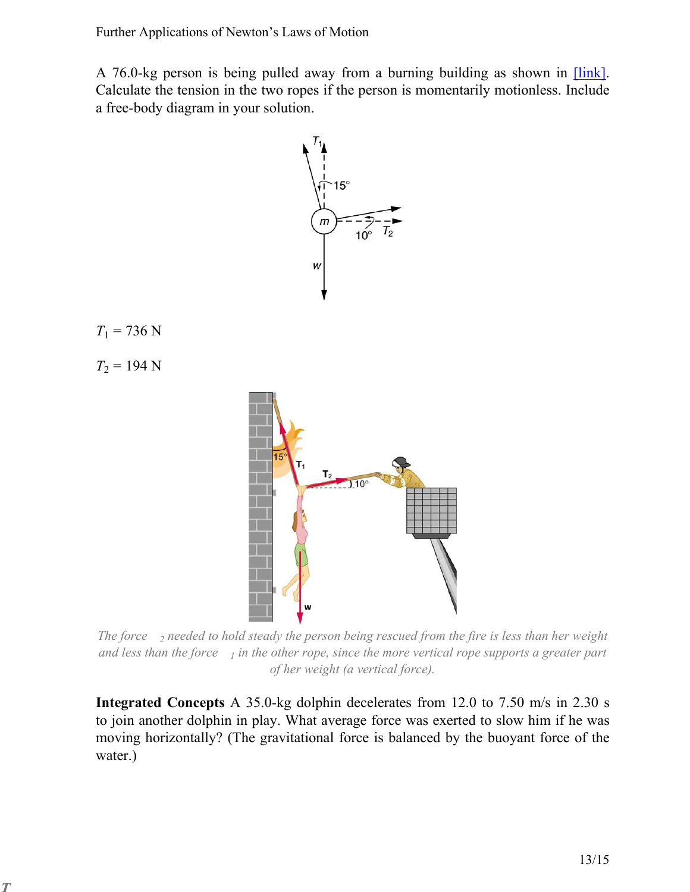A 76.0-kg person is being pulled away from a burning building as shown in [link]. Calculate the tension in the two ropes if the person is momentarily motionless. Include a free-body diagram in your solution.

$T_1 = 736\text{ N}$

$T_2 = 194\text{ N}$

*The force $T_2$ needed to hold steady the person being rescued from the fire is less than her weight and less than the force $T_1$ in the other rope, since the more vertical rope supports a greater part of her weight (a vertical force).*

**Integrated Concepts** A 35.0-kg dolphin decelerates from 12.0 to 7.50 m/s in 2.30 s to join another dolphin in play. What average force was exerted to slow him if he was moving horizontally? (The gravitational force is balanced by the buoyant force of the water.)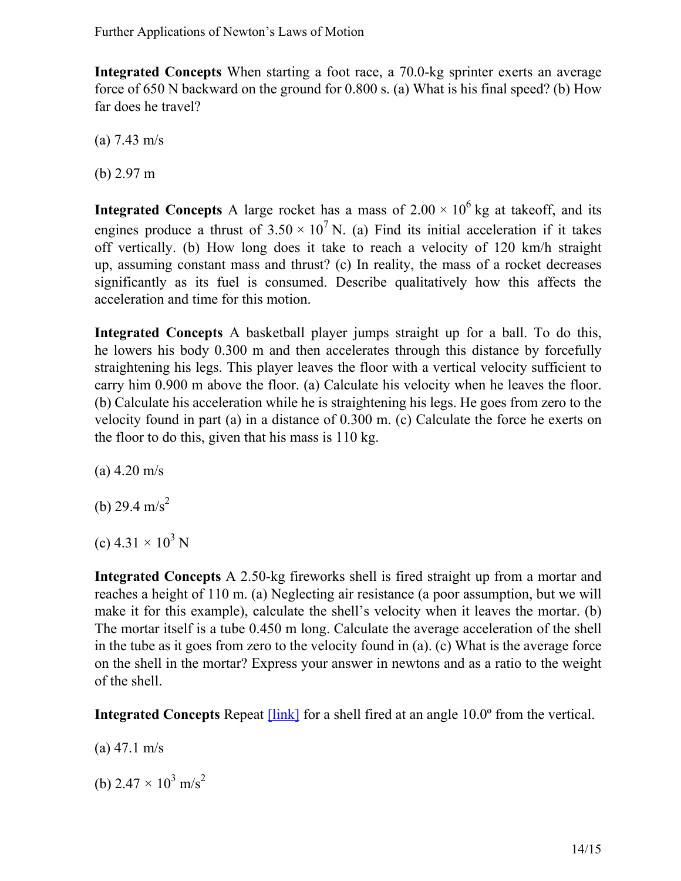**Integrated Concepts** When starting a foot race, a 70.0-kg sprinter exerts an average force of 650 N backward on the ground for 0.800 s. (a) What is his final speed? (b) How far does he travel?

(a) 7.43 m/s

(b) 2.97 m

**Integrated Concepts** A large rocket has a mass of $2.00 \times 10^6$ kg at takeoff, and its engines produce a thrust of $3.50 \times 10^7$ N. (a) Find its initial acceleration if it takes off vertically. (b) How long does it take to reach a velocity of 120 km/h straight up, assuming constant mass and thrust? (c) In reality, the mass of a rocket decreases significantly as its fuel is consumed. Describe qualitatively how this affects the acceleration and time for this motion.

**Integrated Concepts** A basketball player jumps straight up for a ball. To do this, he lowers his body 0.300 m and then accelerates through this distance by forcefully straightening his legs. This player leaves the floor with a vertical velocity sufficient to carry him 0.900 m above the floor. (a) Calculate his velocity when he leaves the floor. (b) Calculate his acceleration while he is straightening his legs. He goes from zero to the velocity found in part (a) in a distance of 0.300 m. (c) Calculate the force he exerts on the floor to do this, given that his mass is 110 kg.

(a) 4.20 m/s

(b) 29.4 $\text{m/s}^2$

(c) $4.31 \times 10^3$ N

**Integrated Concepts** A 2.50-kg fireworks shell is fired straight up from a mortar and reaches a height of 110 m. (a) Neglecting air resistance (a poor assumption, but we will make it for this example), calculate the shell's velocity when it leaves the mortar. (b) The mortar itself is a tube 0.450 m long. Calculate the average acceleration of the shell in the tube as it goes from zero to the velocity found in (a). (c) What is the average force on the shell in the mortar? Express your answer in newtons and as a ratio to the weight of the shell.

**Integrated Concepts** Repeat [link] for a shell fired at an angle 10.0º from the vertical.

(a) 47.1 m/s

(b) $2.47 \times 10^3$ $\text{m/s}^2$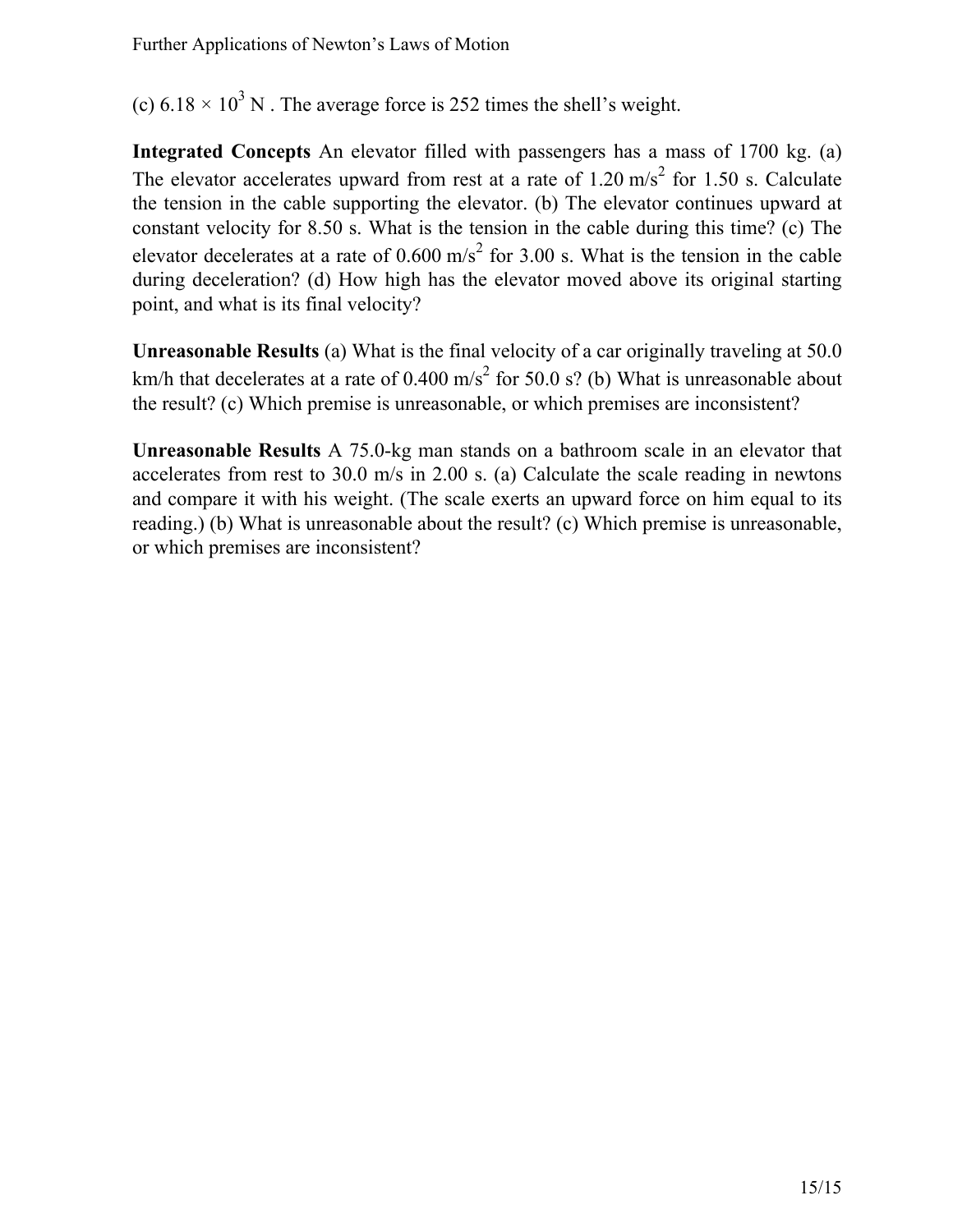(c) $6.18 \times 10^3$ N . The average force is 252 times the shell's weight.

**Integrated Concepts** An elevator filled with passengers has a mass of 1700 kg. (a) The elevator accelerates upward from rest at a rate of $1.20 \text{ m/s}^2$ for 1.50 s. Calculate the tension in the cable supporting the elevator. (b) The elevator continues upward at constant velocity for 8.50 s. What is the tension in the cable during this time? (c) The elevator decelerates at a rate of $0.600 \text{ m/s}^2$ for 3.00 s. What is the tension in the cable during deceleration? (d) How high has the elevator moved above its original starting point, and what is its final velocity?

**Unreasonable Results** (a) What is the final velocity of a car originally traveling at 50.0 km/h that decelerates at a rate of $0.400 \text{ m/s}^2$ for 50.0 s? (b) What is unreasonable about the result? (c) Which premise is unreasonable, or which premises are inconsistent?

**Unreasonable Results** A 75.0-kg man stands on a bathroom scale in an elevator that accelerates from rest to 30.0 m/s in 2.00 s. (a) Calculate the scale reading in newtons and compare it with his weight. (The scale exerts an upward force on him equal to its reading.) (b) What is unreasonable about the result? (c) Which premise is unreasonable, or which premises are inconsistent?